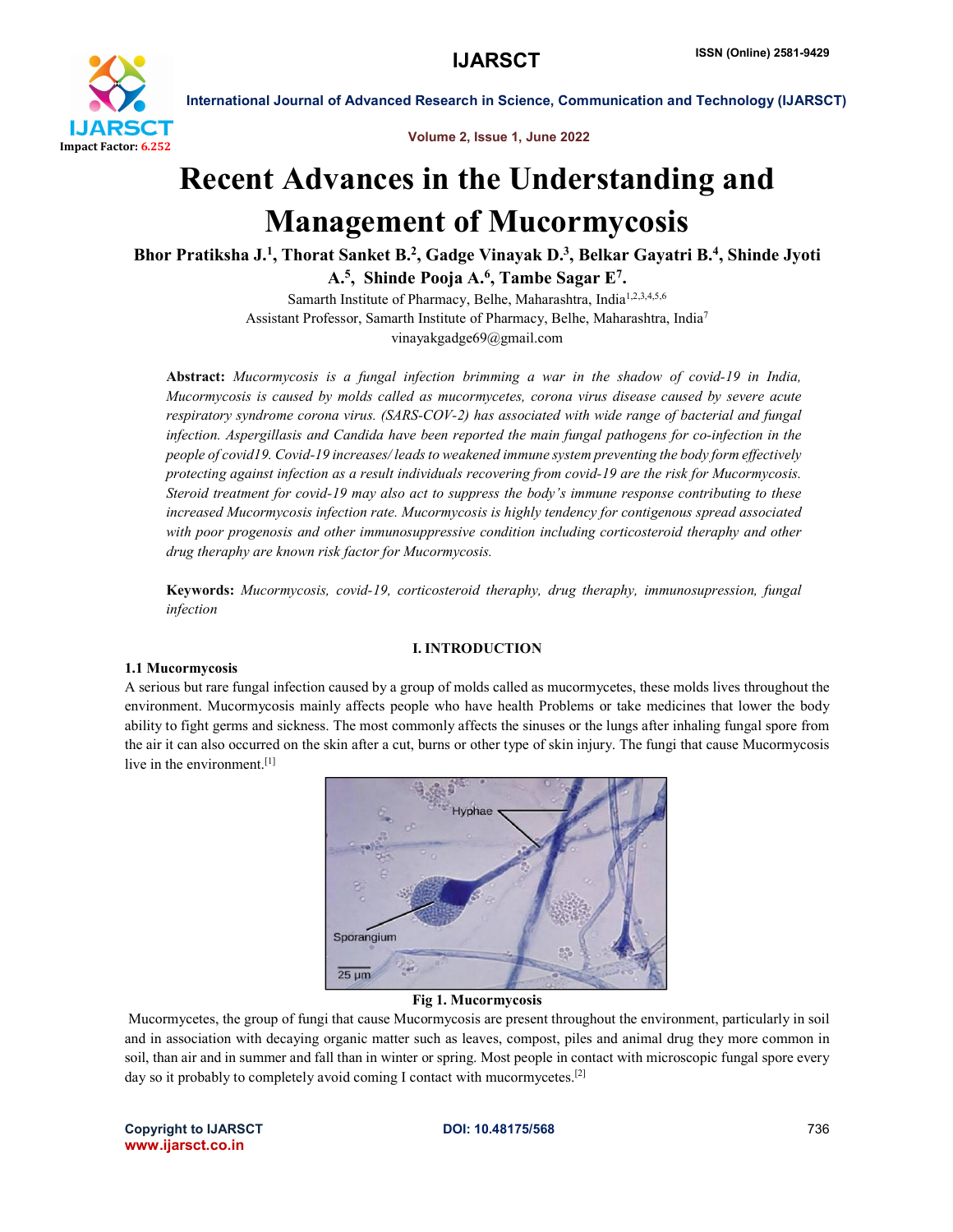# Recent Advances in the Understanding and Management of Mucormycosis

**Bhor Pratiksha J.[1], Thorat Sanket B.[2], Gadge Vinayak D.[3], Belkar Gayatri B.[4], Shinde Jyoti A.[5], Shinde Pooja A.[6], Tambe Sagar E[7].**

Samarth Institute of Pharmacy, Belhe, Maharashtra, India[1,2,3,4,5,6]
Assistant Professor, Samarth Institute of Pharmacy, Belhe, Maharashtra, India[7]
vinayakgadge69@gmail.com

**Abstract:** *Mucormycosis is a fungal infection brimming a war in the shadow of covid-19 in India, Mucormycosis is caused by molds called as mucormycetes, corona virus disease caused by severe acute respiratory syndrome corona virus. (SARS-COV-2) has associated with wide range of bacterial and fungal infection. Aspergillasis and Candida have been reported the main fungal pathogens for co-infection in the people of covid19. Covid-19 increases/ leads to weakened immune system preventing the body form effectively protecting against infection as a result individuals recovering from covid-19 are the risk for Mucormycosis. Steroid treatment for covid-19 may also act to suppress the body's immune response contributing to these increased Mucormycosis infection rate. Mucormycosis is highly tendency for contigenous spread associated with poor progenosis and other immunosuppressive condition including corticosteroid theraphy and other drug theraphy are known risk factor for Mucormycosis.*

**Keywords:** *Mucormycosis, covid-19, corticosteroid theraphy, drug theraphy, immunosupression, fungal infection*

## I. INTRODUCTION

### 1.1 Mucormycosis

A serious but rare fungal infection caused by a group of molds called as mucormycetes, these molds lives throughout the environment. Mucormycosis mainly affects people who have health Problems or take medicines that lower the body ability to fight germs and sickness. The most commonly affects the sinuses or the lungs after inhaling fungal spore from the air it can also occurred on the skin after a cut, burns or other type of skin injury. The fungi that cause Mucormycosis live in the environment.[1]

**Fig 1. Mucormycosis**

Mucormycetes, the group of fungi that cause Mucormycosis are present throughout the environment, particularly in soil and in association with decaying organic matter such as leaves, compost, piles and animal drug they more common in soil, than air and in summer and fall than in winter or spring. Most people in contact with microscopic fungal spore every day so it probably to completely avoid coming I contact with mucormycetes.[2]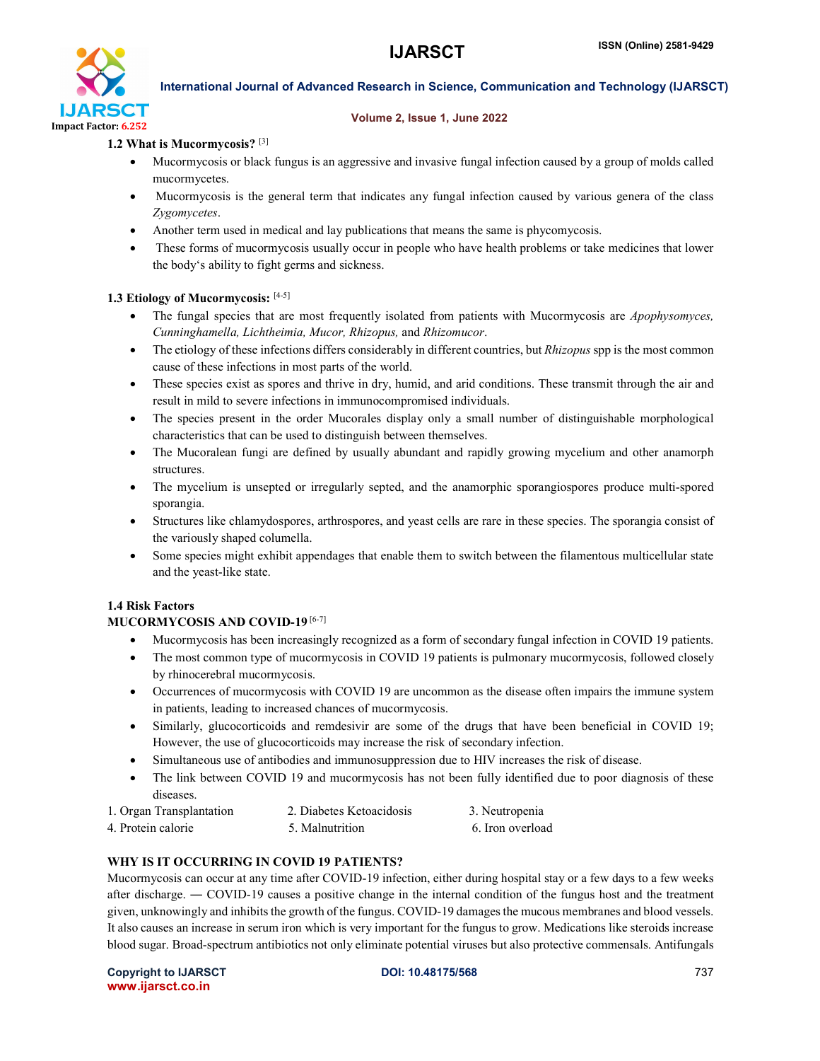### 1.2 What is Mucormycosis? [3]

- Mucormycosis or black fungus is an aggressive and invasive fungal infection caused by a group of molds called mucormycetes.
- Mucormycosis is the general term that indicates any fungal infection caused by various genera of the class *Zygomycetes*.
- Another term used in medical and lay publications that means the same is phycomycosis.
- These forms of mucormycosis usually occur in people who have health problems or take medicines that lower the body's ability to fight germs and sickness.

### 1.3 Etiology of Mucormycosis: [4-5]

- The fungal species that are most frequently isolated from patients with Mucormycosis are *Apophysomyces, Cunninghamella, Lichtheimia, Mucor, Rhizopus,* and *Rhizomucor*.
- The etiology of these infections differs considerably in different countries, but *Rhizopus* spp is the most common cause of these infections in most parts of the world.
- These species exist as spores and thrive in dry, humid, and arid conditions. These transmit through the air and result in mild to severe infections in immunocompromised individuals.
- The species present in the order Mucorales display only a small number of distinguishable morphological characteristics that can be used to distinguish between themselves.
- The Mucoralean fungi are defined by usually abundant and rapidly growing mycelium and other anamorph structures.
- The mycelium is unsepted or irregularly septed, and the anamorphic sporangiospores produce multi-spored sporangia.
- Structures like chlamydospores, arthrospores, and yeast cells are rare in these species. The sporangia consist of the variously shaped columella.
- Some species might exhibit appendages that enable them to switch between the filamentous multicellular state and the yeast-like state.

### 1.4 Risk Factors

**MUCORMYCOSIS AND COVID-19** [6-7]

- Mucormycosis has been increasingly recognized as a form of secondary fungal infection in COVID 19 patients.
- The most common type of mucormycosis in COVID 19 patients is pulmonary mucormycosis, followed closely by rhinocerebral mucormycosis.
- Occurrences of mucormycosis with COVID 19 are uncommon as the disease often impairs the immune system in patients, leading to increased chances of mucormycosis.
- Similarly, glucocorticoids and remdesivir are some of the drugs that have been beneficial in COVID 19; However, the use of glucocorticoids may increase the risk of secondary infection.
- Simultaneous use of antibodies and immunosuppression due to HIV increases the risk of disease.
- The link between COVID 19 and mucormycosis has not been fully identified due to poor diagnosis of these diseases.

1. Organ Transplantation
2. Diabetes Ketoacidosis
3. Neutropenia
4. Protein calorie
5. Malnutrition
6. Iron overload

**WHY IS IT OCCURRING IN COVID 19 PATIENTS?**

Mucormycosis can occur at any time after COVID-19 infection, either during hospital stay or a few days to a few weeks after discharge. — COVID-19 causes a positive change in the internal condition of the fungus host and the treatment given, unknowingly and inhibits the growth of the fungus. COVID-19 damages the mucous membranes and blood vessels. It also causes an increase in serum iron which is very important for the fungus to grow. Medications like steroids increase blood sugar. Broad-spectrum antibiotics not only eliminate potential viruses but also protective commensals. Antifungals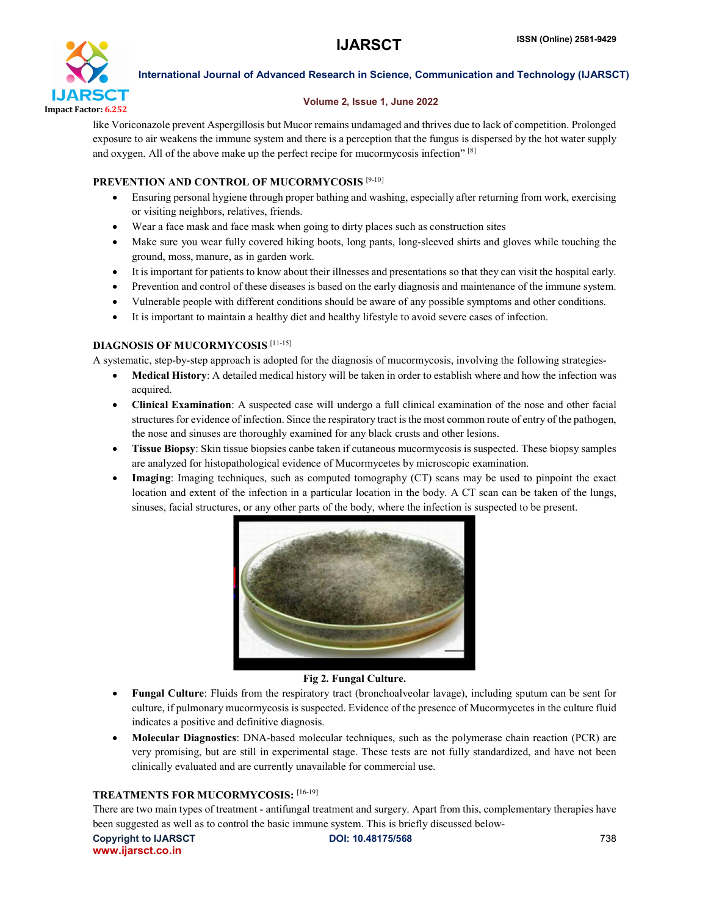like Voriconazole prevent Aspergillosis but Mucor remains undamaged and thrives due to lack of competition. Prolonged exposure to air weakens the immune system and there is a perception that the fungus is dispersed by the hot water supply and oxygen. All of the above make up the perfect recipe for mucormycosis infection" [8]

## PREVENTION AND CONTROL OF MUCORMYCOSIS [9-10]

- Ensuring personal hygiene through proper bathing and washing, especially after returning from work, exercising or visiting neighbors, relatives, friends.
- Wear a face mask and face mask when going to dirty places such as construction sites
- Make sure you wear fully covered hiking boots, long pants, long-sleeved shirts and gloves while touching the ground, moss, manure, as in garden work.
- It is important for patients to know about their illnesses and presentations so that they can visit the hospital early.
- Prevention and control of these diseases is based on the early diagnosis and maintenance of the immune system.
- Vulnerable people with different conditions should be aware of any possible symptoms and other conditions.
- It is important to maintain a healthy diet and healthy lifestyle to avoid severe cases of infection.

## DIAGNOSIS OF MUCORMYCOSIS [11-15]

A systematic, step-by-step approach is adopted for the diagnosis of mucormycosis, involving the following strategies-

- **Medical History**: A detailed medical history will be taken in order to establish where and how the infection was acquired.
- **Clinical Examination**: A suspected case will undergo a full clinical examination of the nose and other facial structures for evidence of infection. Since the respiratory tract is the most common route of entry of the pathogen, the nose and sinuses are thoroughly examined for any black crusts and other lesions.
- **Tissue Biopsy**: Skin tissue biopsies canbe taken if cutaneous mucormycosis is suspected. These biopsy samples are analyzed for histopathological evidence of Mucormycetes by microscopic examination.
- **Imaging**: Imaging techniques, such as computed tomography (CT) scans may be used to pinpoint the exact location and extent of the infection in a particular location in the body. A CT scan can be taken of the lungs, sinuses, facial structures, or any other parts of the body, where the infection is suspected to be present.

**Fig 2. Fungal Culture.**

- **Fungal Culture**: Fluids from the respiratory tract (bronchoalveolar lavage), including sputum can be sent for culture, if pulmonary mucormycosis is suspected. Evidence of the presence of Mucormycetes in the culture fluid indicates a positive and definitive diagnosis.
- **Molecular Diagnostics**: DNA-based molecular techniques, such as the polymerase chain reaction (PCR) are very promising, but are still in experimental stage. These tests are not fully standardized, and have not been clinically evaluated and are currently unavailable for commercial use.

## TREATMENTS FOR MUCORMYCOSIS: [16-19]

There are two main types of treatment - antifungal treatment and surgery. Apart from this, complementary therapies have been suggested as well as to control the basic immune system. This is briefly discussed below-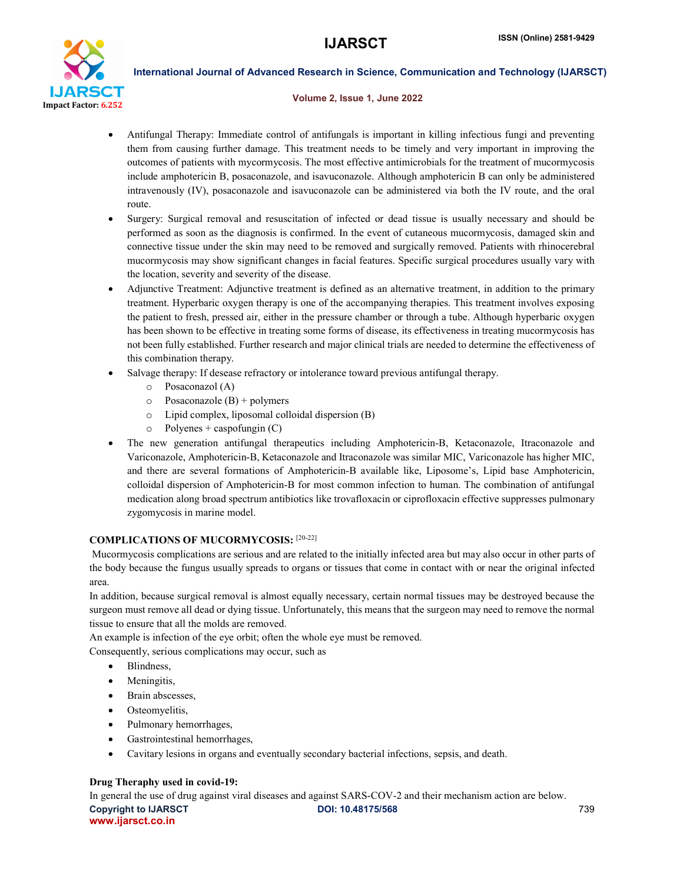- Antifungal Therapy: Immediate control of antifungals is important in killing infectious fungi and preventing them from causing further damage. This treatment needs to be timely and very important in improving the outcomes of patients with mycormycosis. The most effective antimicrobials for the treatment of mucormycosis include amphotericin B, posaconazole, and isavuconazole. Although amphotericin B can only be administered intravenously (IV), posaconazole and isavuconazole can be administered via both the IV route, and the oral route.
- Surgery: Surgical removal and resuscitation of infected or dead tissue is usually necessary and should be performed as soon as the diagnosis is confirmed. In the event of cutaneous mucormycosis, damaged skin and connective tissue under the skin may need to be removed and surgically removed. Patients with rhinocerebral mucormycosis may show significant changes in facial features. Specific surgical procedures usually vary with the location, severity and severity of the disease.
- Adjunctive Treatment: Adjunctive treatment is defined as an alternative treatment, in addition to the primary treatment. Hyperbaric oxygen therapy is one of the accompanying therapies. This treatment involves exposing the patient to fresh, pressed air, either in the pressure chamber or through a tube. Although hyperbaric oxygen has been shown to be effective in treating some forms of disease, its effectiveness in treating mucormycosis has not been fully established. Further research and major clinical trials are needed to determine the effectiveness of this combination therapy.
- Salvage therapy: If desease refractory or intolerance toward previous antifungal therapy.
  - Posaconazol (A)
  - Posaconazole (B) + polymers
  - Lipid complex, liposomal colloidal dispersion (B)
  - Polyenes + caspofungin (C)
- The new generation antifungal therapeutics including Amphotericin-B, Ketaconazole, Itraconazole and Variconazole, Amphotericin-B, Ketaconazole and Itraconazole was similar MIC, Variconazole has higher MIC, and there are several formations of Amphotericin-B available like, Liposome's, Lipid base Amphotericin, colloidal dispersion of Amphotericin-B for most common infection to human. The combination of antifungal medication along broad spectrum antibiotics like trovafloxacin or ciprofloxacin effective suppresses pulmonary zygomycosis in marine model.

**COMPLICATIONS OF MUCORMYCOSIS:** [20-22]

Mucormycosis complications are serious and are related to the initially infected area but may also occur in other parts of the body because the fungus usually spreads to organs or tissues that come in contact with or near the original infected area.

In addition, because surgical removal is almost equally necessary, certain normal tissues may be destroyed because the surgeon must remove all dead or dying tissue. Unfortunately, this means that the surgeon may need to remove the normal tissue to ensure that all the molds are removed.

An example is infection of the eye orbit; often the whole eye must be removed.

Consequently, serious complications may occur, such as

- Blindness,
- Meningitis,
- Brain abscesses,
- Osteomyelitis,
- Pulmonary hemorrhages,
- Gastrointestinal hemorrhages,
- Cavitary lesions in organs and eventually secondary bacterial infections, sepsis, and death.

**Drug Theraphy used in covid-19:**

In general the use of drug against viral diseases and against SARS-COV-2 and their mechanism action are below.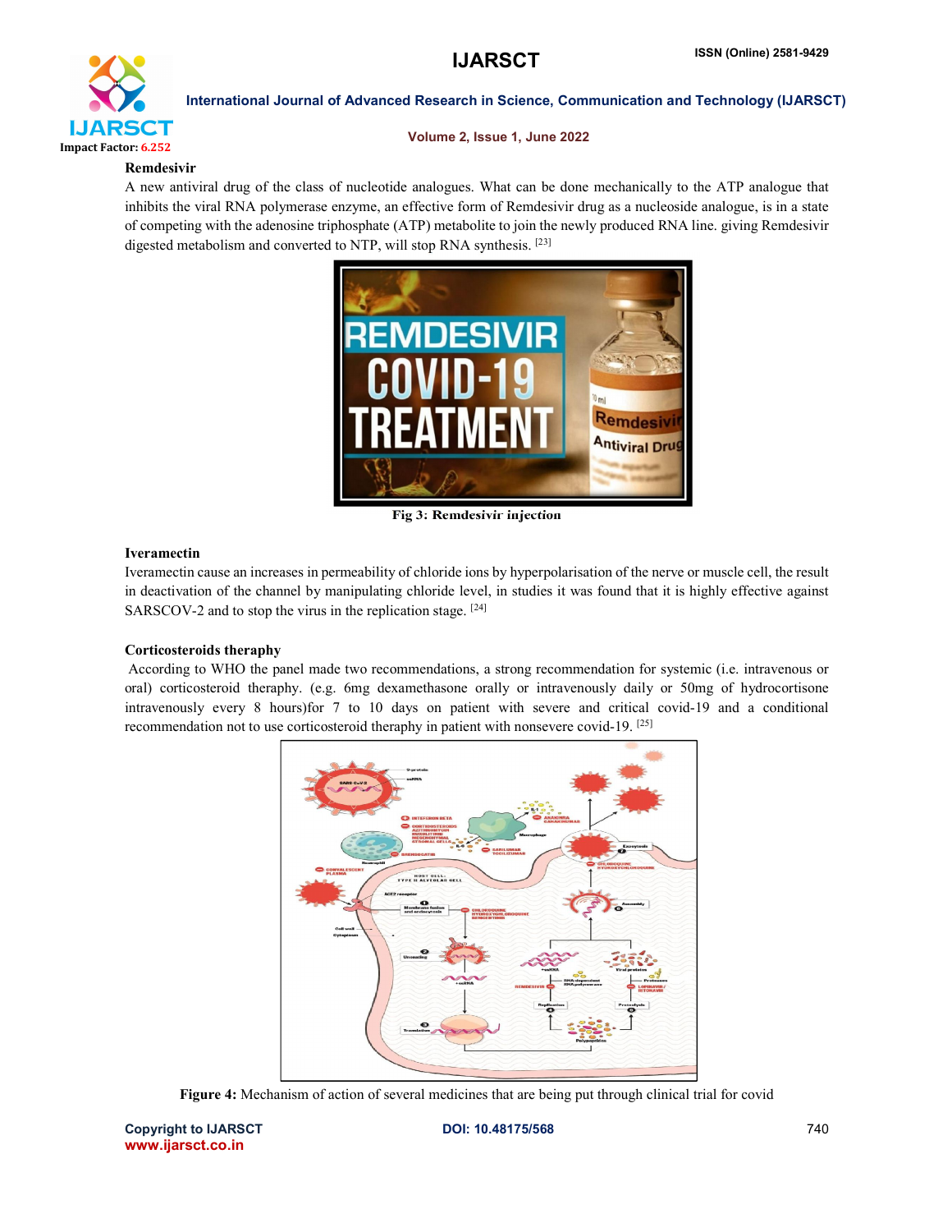**Remdesivir**

A new antiviral drug of the class of nucleotide analogues. What can be done mechanically to the ATP analogue that inhibits the viral RNA polymerase enzyme, an effective form of Remdesivir drug as a nucleoside analogue, is in a state of competing with the adenosine triphosphate (ATP) metabolite to join the newly produced RNA line. giving Remdesivir digested metabolism and converted to NTP, will stop RNA synthesis. [23]

Fig 3: Remdesivir injection

**Iveramectin**

Iveramectin cause an increases in permeability of chloride ions by hyperpolarisation of the nerve or muscle cell, the result in deactivation of the channel by manipulating chloride level, in studies it was found that it is highly effective against SARSCOV-2 and to stop the virus in the replication stage. [24]

**Corticosteroids theraphy**

According to WHO the panel made two recommendations, a strong recommendation for systemic (i.e. intravenous or oral) corticosteroid theraphy. (e.g. 6mg dexamethasone orally or intravenously daily or 50mg of hydrocortisone intravenously every 8 hours)for 7 to 10 days on patient with severe and critical covid-19 and a conditional recommendation not to use corticosteroid theraphy in patient with nonsevere covid-19. [25]

**Figure 4:** Mechanism of action of several medicines that are being put through clinical trial for covid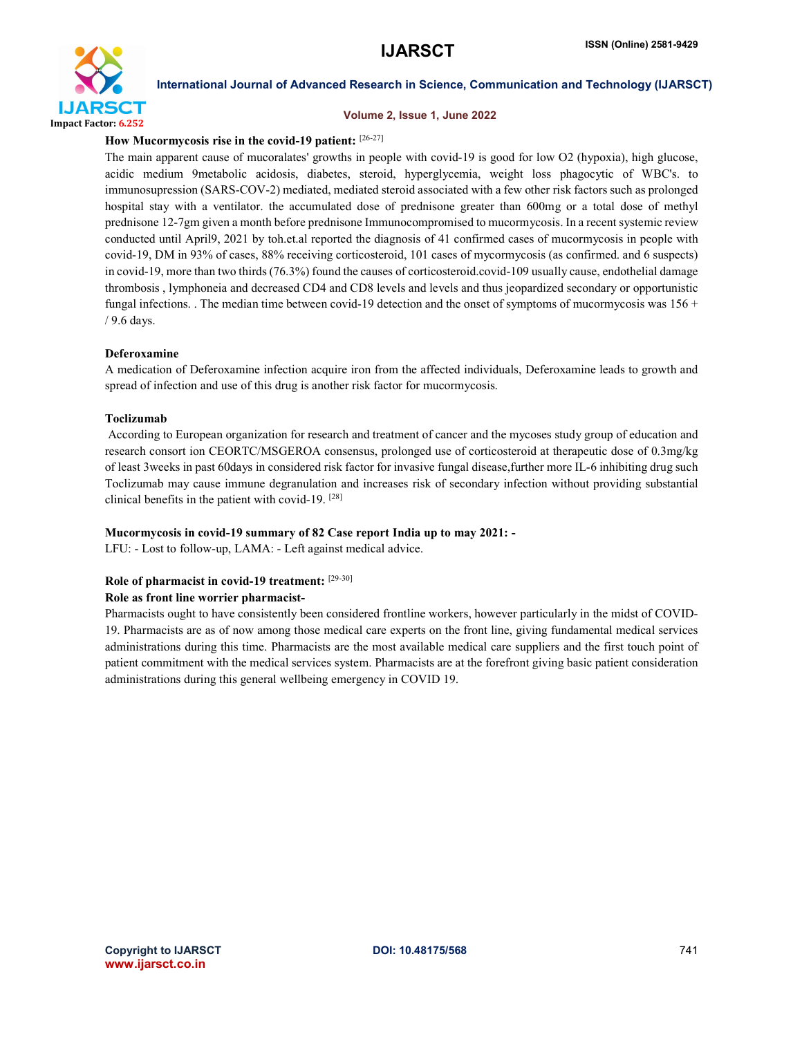**How Mucormycosis rise in the covid-19 patient:** [26-27]

The main apparent cause of mucoralates' growths in people with covid-19 is good for low O2 (hypoxia), high glucose, acidic medium 9metabolic acidosis, diabetes, steroid, hyperglycemia, weight loss phagocytic of WBC's. to immunosupression (SARS-COV-2) mediated, mediated steroid associated with a few other risk factors such as prolonged hospital stay with a ventilator. the accumulated dose of prednisone greater than 600mg or a total dose of methyl prednisone 12-7gm given a month before prednisone Immunocompromised to mucormycosis. In a recent systemic review conducted until April9, 2021 by toh.et.al reported the diagnosis of 41 confirmed cases of mucormycosis in people with covid-19, DM in 93% of cases, 88% receiving corticosteroid, 101 cases of mycormycosis (as confirmed. and 6 suspects) in covid-19, more than two thirds (76.3%) found the causes of corticosteroid.covid-109 usually cause, endothelial damage thrombosis , lymphoneia and decreased CD4 and CD8 levels and levels and thus jeopardized secondary or opportunistic fungal infections. . The median time between covid-19 detection and the onset of symptoms of mucormycosis was 156 + / 9.6 days.

**Deferoxamine**

A medication of Deferoxamine infection acquire iron from the affected individuals, Deferoxamine leads to growth and spread of infection and use of this drug is another risk factor for mucormycosis.

**Toclizumab**

According to European organization for research and treatment of cancer and the mycoses study group of education and research consort ion CEORTC/MSGEROA consensus, prolonged use of corticosteroid at therapeutic dose of 0.3mg/kg of least 3weeks in past 60days in considered risk factor for invasive fungal disease,further more IL-6 inhibiting drug such Toclizumab may cause immune degranulation and increases risk of secondary infection without providing substantial clinical benefits in the patient with covid-19. [28]

**Mucormycosis in covid-19 summary of 82 Case report India up to may 2021: -**

LFU: - Lost to follow-up, LAMA: - Left against medical advice.

**Role of pharmacist in covid-19 treatment:** [29-30]

**Role as front line worrier pharmacist-**

Pharmacists ought to have consistently been considered frontline workers, however particularly in the midst of COVID-19. Pharmacists are as of now among those medical care experts on the front line, giving fundamental medical services administrations during this time. Pharmacists are the most available medical care suppliers and the first touch point of patient commitment with the medical services system. Pharmacists are at the forefront giving basic patient consideration administrations during this general wellbeing emergency in COVID 19.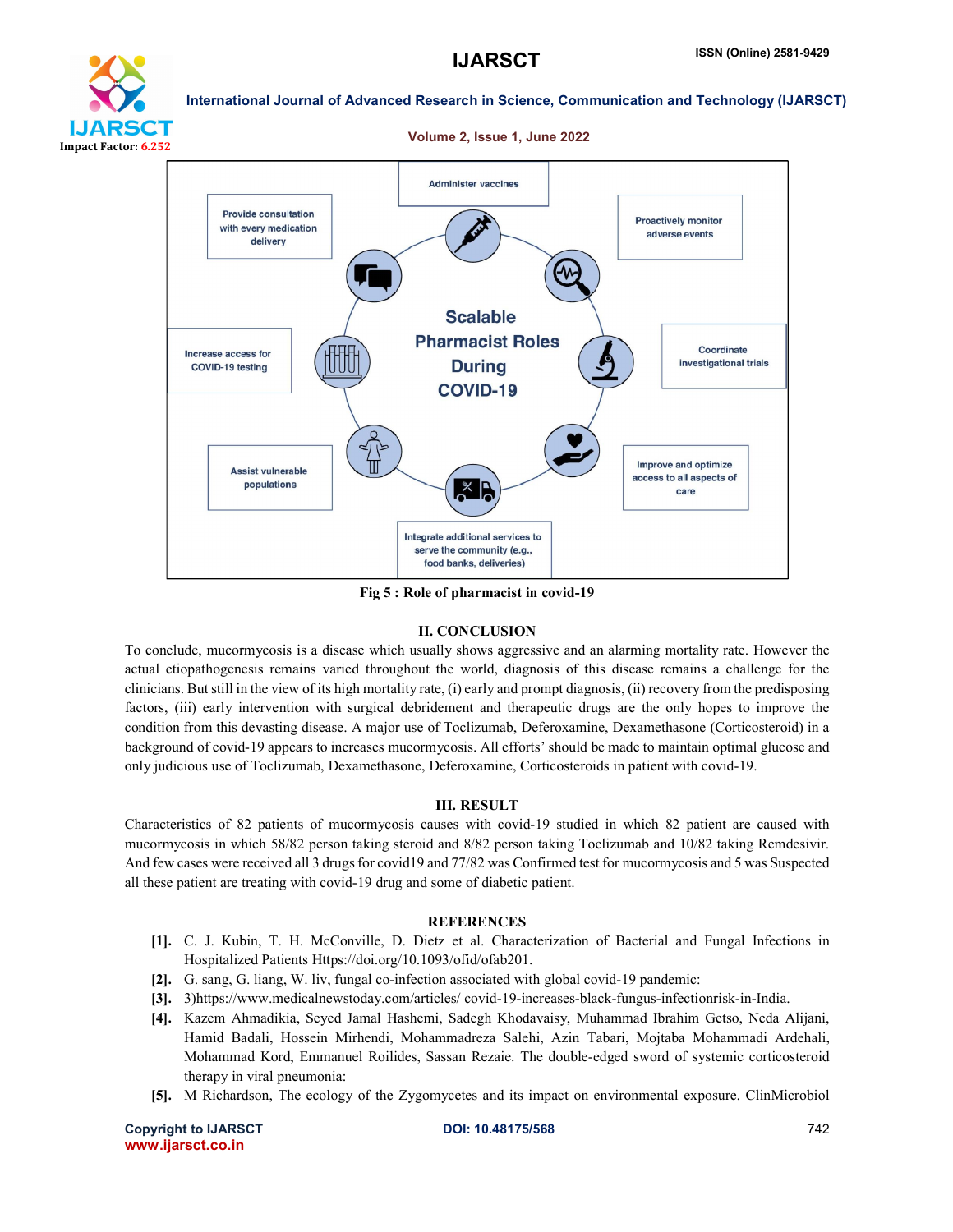Administer vaccines

Provide consultation with every medication delivery

Proactively monitor adverse events

Scalable Pharmacist Roles During COVID-19

Increase access for COVID-19 testing

Coordinate investigational trials

Assist vulnerable populations

Improve and optimize access to all aspects of care

Integrate additional services to serve the community (e.g., food banks, deliveries)

**Fig 5 : Role of pharmacist in covid-19**

## II. CONCLUSION

To conclude, mucormycosis is a disease which usually shows aggressive and an alarming mortality rate. However the actual etiopathogenesis remains varied throughout the world, diagnosis of this disease remains a challenge for the clinicians. But still in the view of its high mortality rate, (i) early and prompt diagnosis, (ii) recovery from the predisposing factors, (iii) early intervention with surgical debridement and therapeutic drugs are the only hopes to improve the condition from this devasting disease. A major use of Toclizumab, Deferoxamine, Dexamethasone (Corticosteroid) in a background of covid-19 appears to increases mucormycosis. All efforts' should be made to maintain optimal glucose and only judicious use of Toclizumab, Dexamethasone, Deferoxamine, Corticosteroids in patient with covid-19.

## III. RESULT

Characteristics of 82 patients of mucormycosis causes with covid-19 studied in which 82 patient are caused with mucormycosis in which 58/82 person taking steroid and 8/82 person taking Toclizumab and 10/82 taking Remdesivir. And few cases were received all 3 drugs for covid19 and 77/82 was Confirmed test for mucormycosis and 5 was Suspected all these patient are treating with covid-19 drug and some of diabetic patient.

## REFERENCES

- **[1].** C. J. Kubin, T. H. McConville, D. Dietz et al. Characterization of Bacterial and Fungal Infections in Hospitalized Patients Https://doi.org/10.1093/ofid/ofab201.
- **[2].** G. sang, G. liang, W. liv, fungal co-infection associated with global covid-19 pandemic:
- **[3].** 3)https://www.medicalnewstoday.com/articles/ covid-19-increases-black-fungus-infectionrisk-in-India.
- **[4].** Kazem Ahmadikia, Seyed Jamal Hashemi, Sadegh Khodavaisy, Muhammad Ibrahim Getso, Neda Alijani, Hamid Badali, Hossein Mirhendi, Mohammadreza Salehi, Azin Tabari, Mojtaba Mohammadi Ardehali, Mohammad Kord, Emmanuel Roilides, Sassan Rezaie. The double-edged sword of systemic corticosteroid therapy in viral pneumonia:
- **[5].** M Richardson, The ecology of the Zygomycetes and its impact on environmental exposure. ClinMicrobiol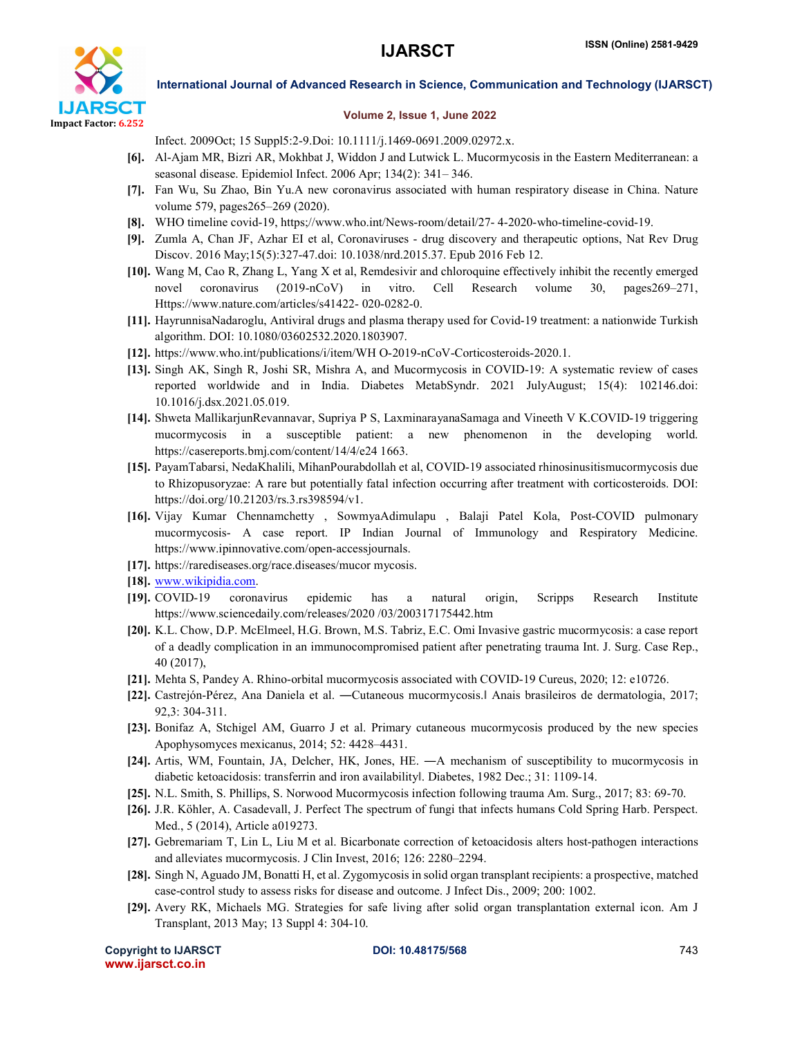Infect. 2009Oct; 15 Suppl5:2-9.Doi: 10.1111/j.1469-0691.2009.02972.x.

[6]. Al-Ajam MR, Bizri AR, Mokhbat J, Widdon J and Lutwick L. Mucormycosis in the Eastern Mediterranean: a seasonal disease. Epidemiol Infect. 2006 Apr; 134(2): 341– 346.

[7]. Fan Wu, Su Zhao, Bin Yu.A new coronavirus associated with human respiratory disease in China. Nature volume 579, pages265–269 (2020).

[8]. WHO timeline covid-19, https;//www.who.int/News-room/detail/27- 4-2020-who-timeline-covid-19.

[9]. Zumla A, Chan JF, Azhar EI et al, Coronaviruses - drug discovery and therapeutic options, Nat Rev Drug Discov. 2016 May;15(5):327-47.doi: 10.1038/nrd.2015.37. Epub 2016 Feb 12.

[10]. Wang M, Cao R, Zhang L, Yang X et al, Remdesivir and chloroquine effectively inhibit the recently emerged novel coronavirus (2019-nCoV) in vitro. Cell Research volume 30, pages269–271, Https://www.nature.com/articles/s41422- 020-0282-0.

[11]. HayrunnisaNadaroglu, Antiviral drugs and plasma therapy used for Covid-19 treatment: a nationwide Turkish algorithm. DOI: 10.1080/03602532.2020.1803907.

[12]. https://www.who.int/publications/i/item/WH O-2019-nCoV-Corticosteroids-2020.1.

[13]. Singh AK, Singh R, Joshi SR, Mishra A, and Mucormycosis in COVID-19: A systematic review of cases reported worldwide and in India. Diabetes MetabSyndr. 2021 JulyAugust; 15(4): 102146.doi: 10.1016/j.dsx.2021.05.019.

[14]. Shweta MallikarjunRevannavar, Supriya P S, LaxminarayanaSamaga and Vineeth V K.COVID-19 triggering mucormycosis in a susceptible patient: a new phenomenon in the developing world. https://casereports.bmj.com/content/14/4/e24 1663.

[15]. PayamTabarsi, NedaKhalili, MihanPourabdollah et al, COVID-19 associated rhinosinusitismucormycosis due to Rhizopusoryzae: A rare but potentially fatal infection occurring after treatment with corticosteroids. DOI: https://doi.org/10.21203/rs.3.rs398594/v1.

[16]. Vijay Kumar Chennamchetty , SowmyaAdimulapu , Balaji Patel Kola, Post-COVID pulmonary mucormycosis- A case report. IP Indian Journal of Immunology and Respiratory Medicine. https://www.ipinnovative.com/open-accessjournals.

[17]. https://rarediseases.org/race.diseases/mucor mycosis.

[18]. www.wikipidia.com.

[19]. COVID-19 coronavirus epidemic has a natural origin, Scripps Research Institute https://www.sciencedaily.com/releases/2020 /03/200317175442.htm

[20]. K.L. Chow, D.P. McElmeel, H.G. Brown, M.S. Tabriz, E.C. Omi Invasive gastric mucormycosis: a case report of a deadly complication in an immunocompromised patient after penetrating trauma Int. J. Surg. Case Rep., 40 (2017),

[21]. Mehta S, Pandey A. Rhino-orbital mucormycosis associated with COVID-19 Cureus, 2020; 12: e10726.

[22]. Castrejón-Pérez, Ana Daniela et al. ―Cutaneous mucormycosis.‖ Anais brasileiros de dermatologia, 2017; 92,3: 304-311.

[23]. Bonifaz A, Stchigel AM, Guarro J et al. Primary cutaneous mucormycosis produced by the new species Apophysomyces mexicanus, 2014; 52: 4428–4431.

[24]. Artis, WM, Fountain, JA, Delcher, HK, Jones, HE. ―A mechanism of susceptibility to mucormycosis in diabetic ketoacidosis: transferrin and iron availability‖. Diabetes, 1982 Dec.; 31: 1109-14.

[25]. N.L. Smith, S. Phillips, S. Norwood Mucormycosis infection following trauma Am. Surg., 2017; 83: 69-70.

[26]. J.R. Köhler, A. Casadevall, J. Perfect The spectrum of fungi that infects humans Cold Spring Harb. Perspect. Med., 5 (2014), Article a019273.

[27]. Gebremariam T, Lin L, Liu M et al. Bicarbonate correction of ketoacidosis alters host-pathogen interactions and alleviates mucormycosis. J Clin Invest, 2016; 126: 2280–2294.

[28]. Singh N, Aguado JM, Bonatti H, et al. Zygomycosis in solid organ transplant recipients: a prospective, matched case-control study to assess risks for disease and outcome. J Infect Dis., 2009; 200: 1002.

[29]. Avery RK, Michaels MG. Strategies for safe living after solid organ transplantation external icon. Am J Transplant, 2013 May; 13 Suppl 4: 304-10.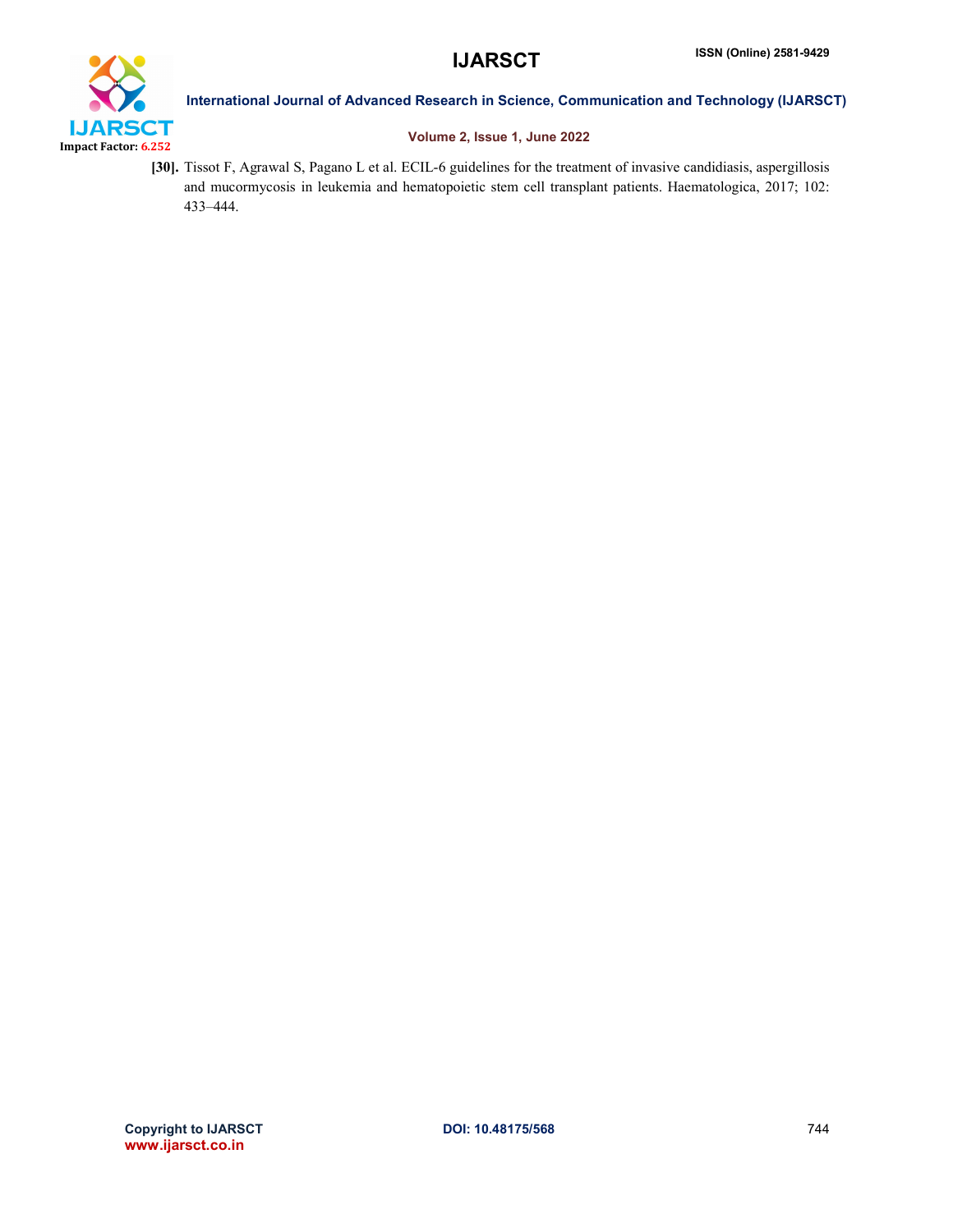[30]. Tissot F, Agrawal S, Pagano L et al. ECIL-6 guidelines for the treatment of invasive candidiasis, aspergillosis and mucormycosis in leukemia and hematopoietic stem cell transplant patients. Haematologica, 2017; 102: 433–444.